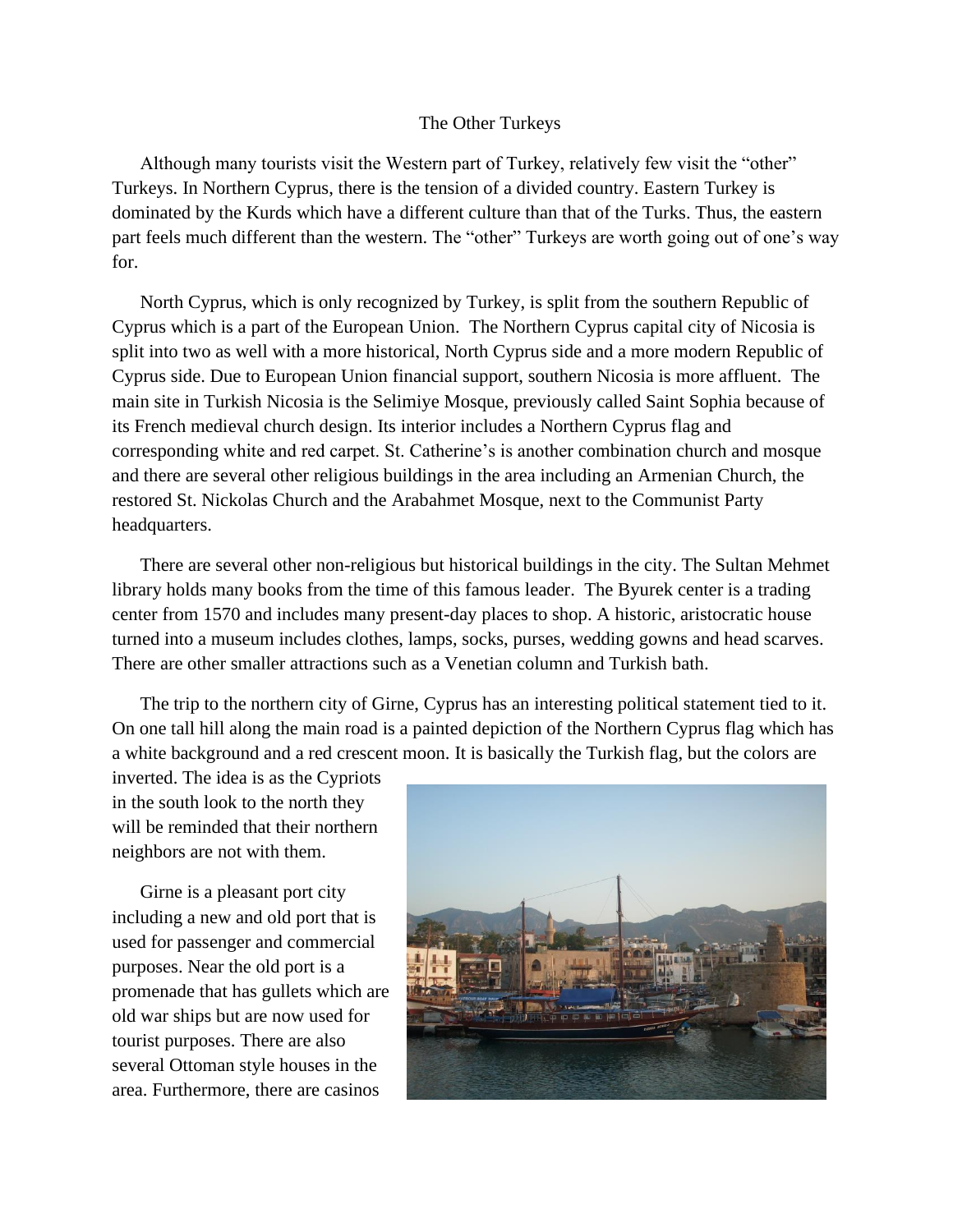# The Other Turkeys

Although many tourists visit the Western part of Turkey, relatively few visit the "other" Turkeys. In Northern Cyprus, there is the tension of a divided country. Eastern Turkey is dominated by the Kurds which have a different culture than that of the Turks. Thus, the eastern part feels much different than the western. The "other" Turkeys are worth going out of one's way for.

North Cyprus, which is only recognized by Turkey, is split from the southern Republic of Cyprus which is a part of the European Union. The Northern Cyprus capital city of Nicosia is split into two as well with a more historical, North Cyprus side and a more modern Republic of Cyprus side. Due to European Union financial support, southern Nicosia is more affluent. The main site in Turkish Nicosia is the Selimiye Mosque, previously called Saint Sophia because of its French medieval church design. Its interior includes a Northern Cyprus flag and corresponding white and red carpet. St. Catherine's is another combination church and mosque and there are several other religious buildings in the area including an Armenian Church, the restored St. Nickolas Church and the Arabahmet Mosque, next to the Communist Party headquarters.

There are several other non-religious but historical buildings in the city. The Sultan Mehmet library holds many books from the time of this famous leader. The Byurek center is a trading center from 1570 and includes many present-day places to shop. A historic, aristocratic house turned into a museum includes clothes, lamps, socks, purses, wedding gowns and head scarves. There are other smaller attractions such as a Venetian column and Turkish bath.

The trip to the northern city of Girne, Cyprus has an interesting political statement tied to it. On one tall hill along the main road is a painted depiction of the Northern Cyprus flag which has a white background and a red crescent moon. It is basically the Turkish flag, but the colors are inverted. The idea is as the Cypriots in the south look to the north they will be reminded that their northern neighbors are not with them.

Girne is a pleasant port city including a new and old port that is used for passenger and commercial purposes. Near the old port is a promenade that has gullets which are old war ships but are now used for tourist purposes. There are also several Ottoman style houses in the area. Furthermore, there are casinos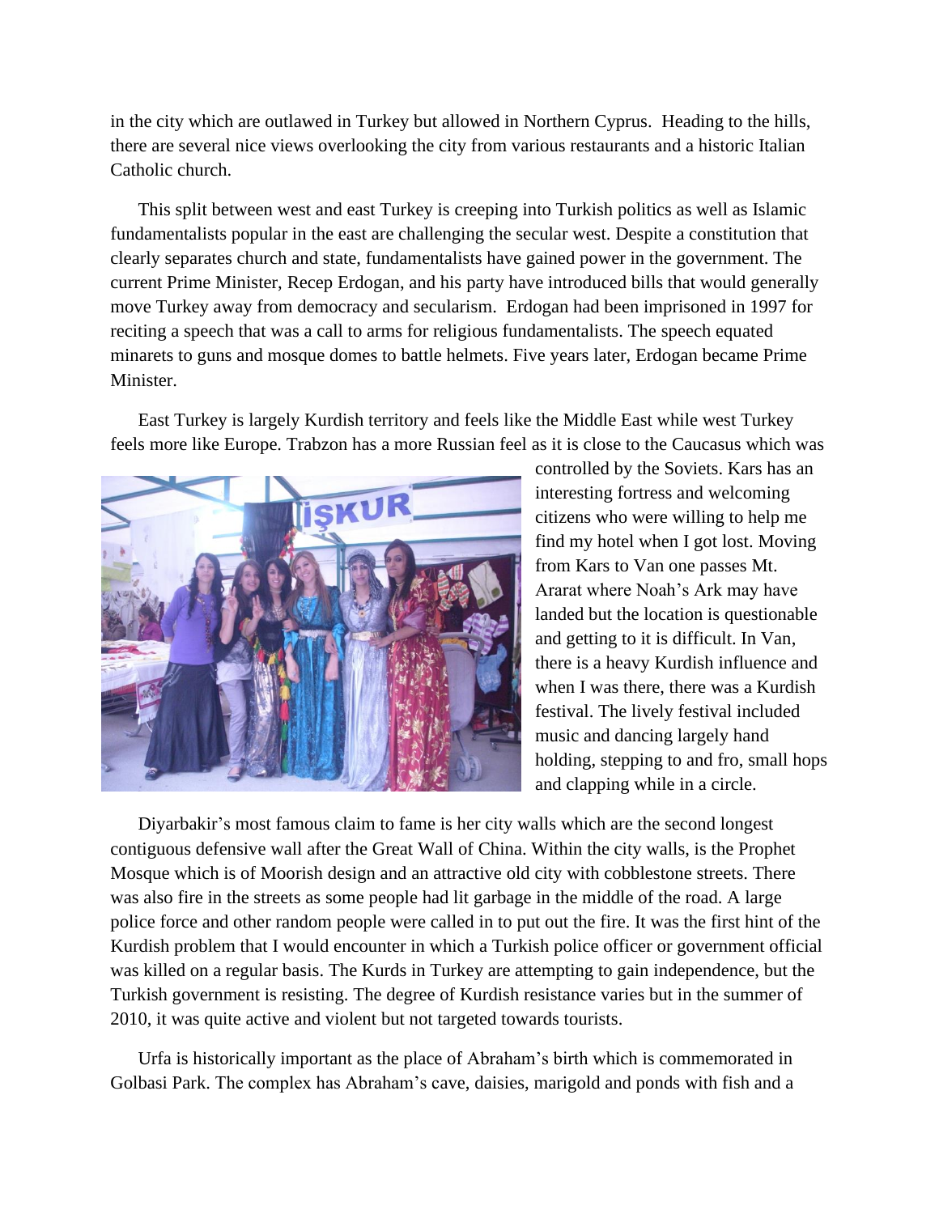in the city which are outlawed in Turkey but allowed in Northern Cyprus.  Heading to the hills, there are several nice views overlooking the city from various restaurants and a historic Italian Catholic church.

This split between west and east Turkey is creeping into Turkish politics as well as Islamic fundamentalists popular in the east are challenging the secular west. Despite a constitution that clearly separates church and state, fundamentalists have gained power in the government. The current Prime Minister, Recep Erdogan, and his party have introduced bills that would generally move Turkey away from democracy and secularism.  Erdogan had been imprisoned in 1997 for reciting a speech that was a call to arms for religious fundamentalists. The speech equated minarets to guns and mosque domes to battle helmets. Five years later, Erdogan became Prime Minister.

East Turkey is largely Kurdish territory and feels like the Middle East while west Turkey feels more like Europe. Trabzon has a more Russian feel as it is close to the Caucasus which was controlled by the Soviets. Kars has an interesting fortress and welcoming citizens who were willing to help me find my hotel when I got lost. Moving from Kars to Van one passes Mt. Ararat where Noah's Ark may have landed but the location is questionable and getting to it is difficult. In Van, there is a heavy Kurdish influence and when I was there, there was a Kurdish festival. The lively festival included music and dancing largely hand holding, stepping to and fro, small hops and clapping while in a circle.

Diyarbakir's most famous claim to fame is her city walls which are the second longest contiguous defensive wall after the Great Wall of China. Within the city walls, is the Prophet Mosque which is of Moorish design and an attractive old city with cobblestone streets. There was also fire in the streets as some people had lit garbage in the middle of the road. A large police force and other random people were called in to put out the fire. It was the first hint of the Kurdish problem that I would encounter in which a Turkish police officer or government official was killed on a regular basis. The Kurds in Turkey are attempting to gain independence, but the Turkish government is resisting. The degree of Kurdish resistance varies but in the summer of 2010, it was quite active and violent but not targeted towards tourists.

Urfa is historically important as the place of Abraham's birth which is commemorated in Golbasi Park. The complex has Abraham's cave, daisies, marigold and ponds with fish and a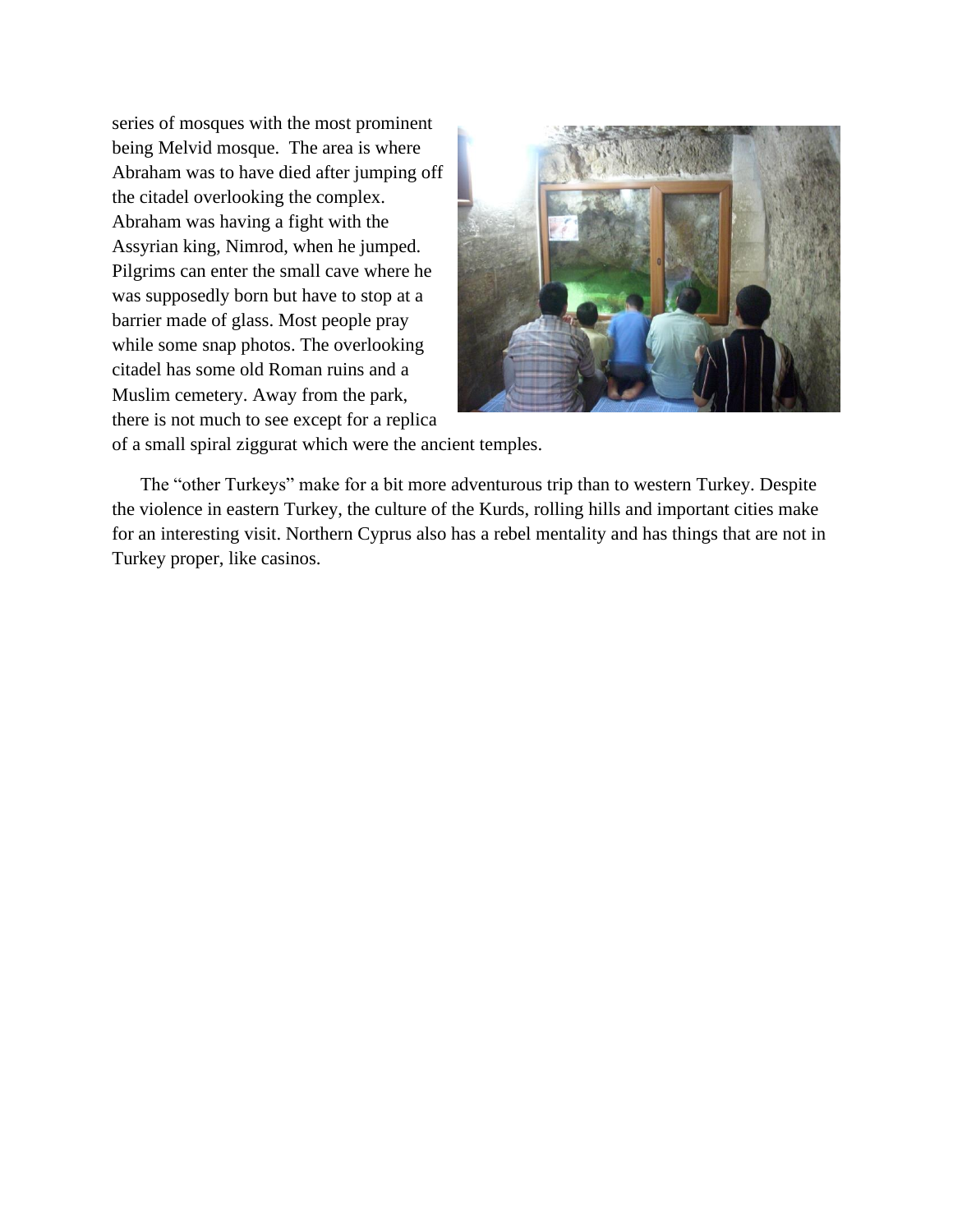series of mosques with the most prominent being Melvid mosque. The area is where Abraham was to have died after jumping off the citadel overlooking the complex. Abraham was having a fight with the Assyrian king, Nimrod, when he jumped. Pilgrims can enter the small cave where he was supposedly born but have to stop at a barrier made of glass. Most people pray while some snap photos. The overlooking citadel has some old Roman ruins and a Muslim cemetery. Away from the park, there is not much to see except for a replica of a small spiral ziggurat which were the ancient temples.

The "other Turkeys" make for a bit more adventurous trip than to western Turkey. Despite the violence in eastern Turkey, the culture of the Kurds, rolling hills and important cities make for an interesting visit. Northern Cyprus also has a rebel mentality and has things that are not in Turkey proper, like casinos.